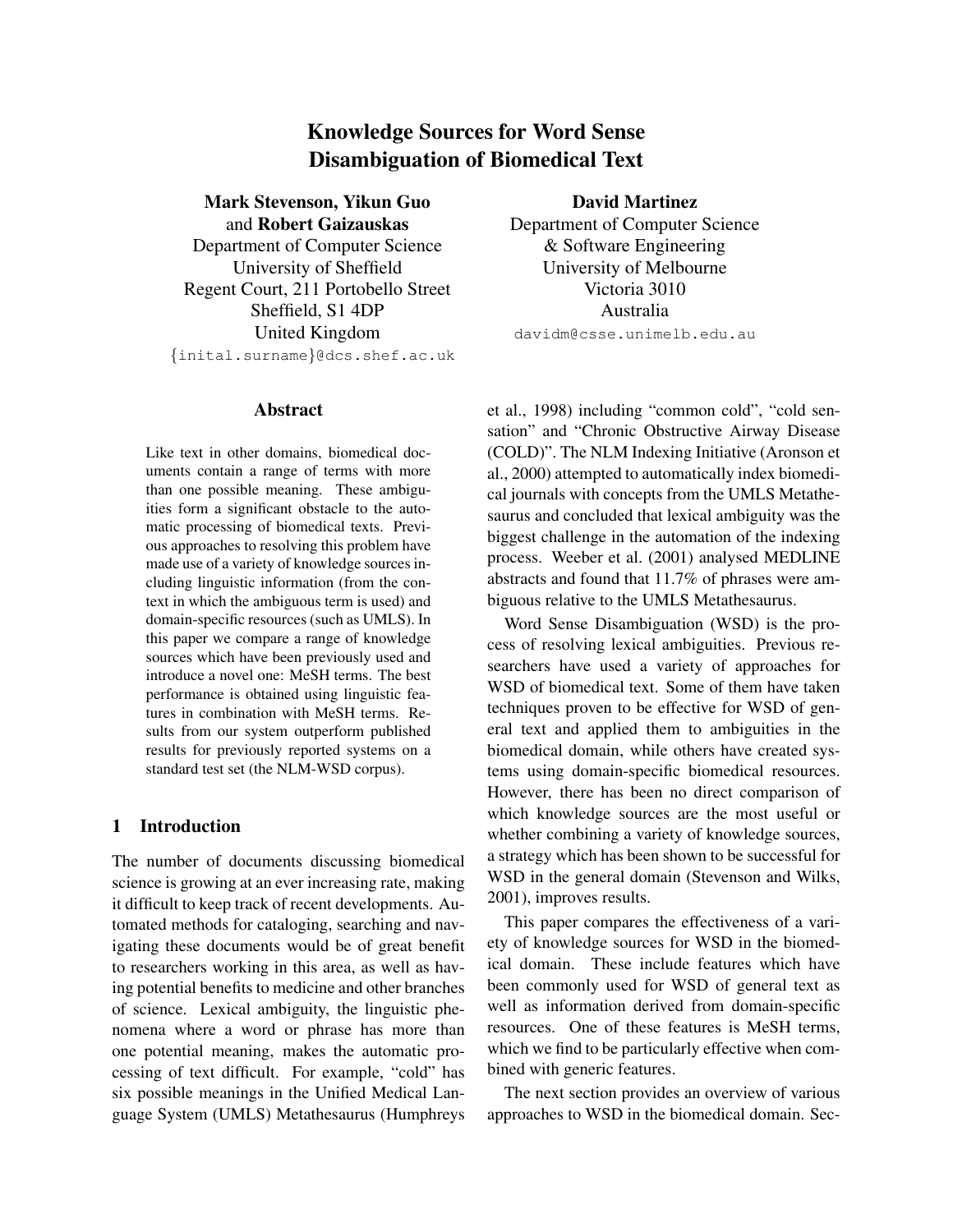# Knowledge Sources for Word Sense Disambiguation of Biomedical Text

**Mark Stevenson, Yikun Guo** and **Robert Gaizauskas**
Department of Computer Science
University of Sheffield
Regent Court, 211 Portobello Street
Sheffield, S1 4DP
United Kingdom
{inital.surname}@dcs.shef.ac.uk

**David Martinez**
Department of Computer Science & Software Engineering
University of Melbourne
Victoria 3010
Australia
davidm@csse.unimelb.edu.au

## Abstract

Like text in other domains, biomedical documents contain a range of terms with more than one possible meaning. These ambiguities form a significant obstacle to the automatic processing of biomedical texts. Previous approaches to resolving this problem have made use of a variety of knowledge sources including linguistic information (from the context in which the ambiguous term is used) and domain-specific resources (such as UMLS). In this paper we compare a range of knowledge sources which have been previously used and introduce a novel one: MeSH terms. The best performance is obtained using linguistic features in combination with MeSH terms. Results from our system outperform published results for previously reported systems on a standard test set (the NLM-WSD corpus).

## 1 Introduction

The number of documents discussing biomedical science is growing at an ever increasing rate, making it difficult to keep track of recent developments. Automated methods for cataloging, searching and navigating these documents would be of great benefit to researchers working in this area, as well as having potential benefits to medicine and other branches of science. Lexical ambiguity, the linguistic phenomena where a word or phrase has more than one potential meaning, makes the automatic processing of text difficult. For example, "cold" has six possible meanings in the Unified Medical Language System (UMLS) Metathesaurus (Humphreys et al., 1998) including "common cold", "cold sensation" and "Chronic Obstructive Airway Disease (COLD)". The NLM Indexing Initiative (Aronson et al., 2000) attempted to automatically index biomedical journals with concepts from the UMLS Metathesaurus and concluded that lexical ambiguity was the biggest challenge in the automation of the indexing process. Weeber et al. (2001) analysed MEDLINE abstracts and found that 11.7% of phrases were ambiguous relative to the UMLS Metathesaurus.

Word Sense Disambiguation (WSD) is the process of resolving lexical ambiguities. Previous researchers have used a variety of approaches for WSD of biomedical text. Some of them have taken techniques proven to be effective for WSD of general text and applied them to ambiguities in the biomedical domain, while others have created systems using domain-specific biomedical resources. However, there has been no direct comparison of which knowledge sources are the most useful or whether combining a variety of knowledge sources, a strategy which has been shown to be successful for WSD in the general domain (Stevenson and Wilks, 2001), improves results.

This paper compares the effectiveness of a variety of knowledge sources for WSD in the biomedical domain. These include features which have been commonly used for WSD of general text as well as information derived from domain-specific resources. One of these features is MeSH terms, which we find to be particularly effective when combined with generic features.

The next section provides an overview of various approaches to WSD in the biomedical domain. Sec-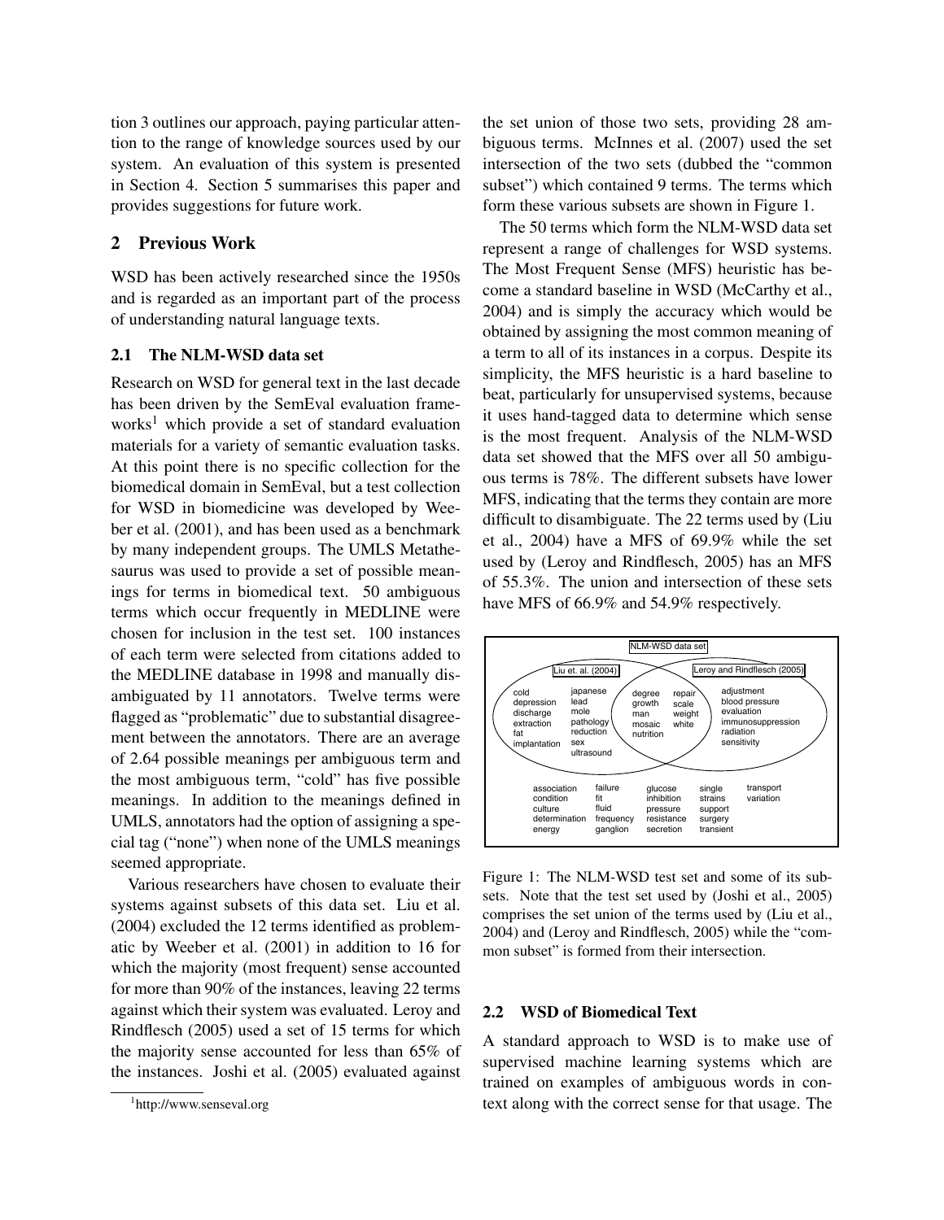tion 3 outlines our approach, paying particular attention to the range of knowledge sources used by our system. An evaluation of this system is presented in Section 4. Section 5 summarises this paper and provides suggestions for future work.

## 2 Previous Work

WSD has been actively researched since the 1950s and is regarded as an important part of the process of understanding natural language texts.

### 2.1 The NLM-WSD data set

Research on WSD for general text in the last decade has been driven by the SemEval evaluation frameworks[1] which provide a set of standard evaluation materials for a variety of semantic evaluation tasks. At this point there is no specific collection for the biomedical domain in SemEval, but a test collection for WSD in biomedicine was developed by Weeber et al. (2001), and has been used as a benchmark by many independent groups. The UMLS Metathesaurus was used to provide a set of possible meanings for terms in biomedical text. 50 ambiguous terms which occur frequently in MEDLINE were chosen for inclusion in the test set. 100 instances of each term were selected from citations added to the MEDLINE database in 1998 and manually disambiguated by 11 annotators. Twelve terms were flagged as "problematic" due to substantial disagreement between the annotators. There are an average of 2.64 possible meanings per ambiguous term and the most ambiguous term, "cold" has five possible meanings. In addition to the meanings defined in UMLS, annotators had the option of assigning a special tag ("none") when none of the UMLS meanings seemed appropriate.

Various researchers have chosen to evaluate their systems against subsets of this data set. Liu et al. (2004) excluded the 12 terms identified as problematic by Weeber et al. (2001) in addition to 16 for which the majority (most frequent) sense accounted for more than 90% of the instances, leaving 22 terms against which their system was evaluated. Leroy and Rindflesch (2005) used a set of 15 terms for which the majority sense accounted for less than 65% of the instances. Joshi et al. (2005) evaluated against the set union of those two sets, providing 28 ambiguous terms. McInnes et al. (2007) used the set intersection of the two sets (dubbed the "common subset") which contained 9 terms. The terms which form these various subsets are shown in Figure 1.

The 50 terms which form the NLM-WSD data set represent a range of challenges for WSD systems. The Most Frequent Sense (MFS) heuristic has become a standard baseline in WSD (McCarthy et al., 2004) and is simply the accuracy which would be obtained by assigning the most common meaning of a term to all of its instances in a corpus. Despite its simplicity, the MFS heuristic is a hard baseline to beat, particularly for unsupervised systems, because it uses hand-tagged data to determine which sense is the most frequent. Analysis of the NLM-WSD data set showed that the MFS over all 50 ambiguous terms is 78%. The different subsets have lower MFS, indicating that the terms they contain are more difficult to disambiguate. The 22 terms used by (Liu et al., 2004) have a MFS of 69.9% while the set used by (Leroy and Rindflesch, 2005) has an MFS of 55.3%. The union and intersection of these sets have MFS of 66.9% and 54.9% respectively.

NLM-WSD data set

Liu et. al. (2004): cold, depression, discharge, extraction, fat, implantation, japanese, lead, mole, pathology, reduction, sex, ultrasound

Liu et. al. (2004) ∩ Leroy and Rindflesch (2005): degree, growth, man, mosaic, nutrition, repair, scale, weight, white

Leroy and Rindflesch (2005): adjustment, blood pressure, evaluation, immunosuppression, radiation, sensitivity

Other terms: association, condition, culture, determination, energy, failure, fit, fluid, frequency, ganglion, glucose, inhibition, pressure, resistance, secretion, single, strains, support, surgery, transient, transport, variation

Figure 1: The NLM-WSD test set and some of its subsets. Note that the test set used by (Joshi et al., 2005) comprises the set union of the terms used by (Liu et al., 2004) and (Leroy and Rindflesch, 2005) while the "common subset" is formed from their intersection.

### 2.2 WSD of Biomedical Text

A standard approach to WSD is to make use of supervised machine learning systems which are trained on examples of ambiguous words in context along with the correct sense for that usage. The

[1] http://www.senseval.org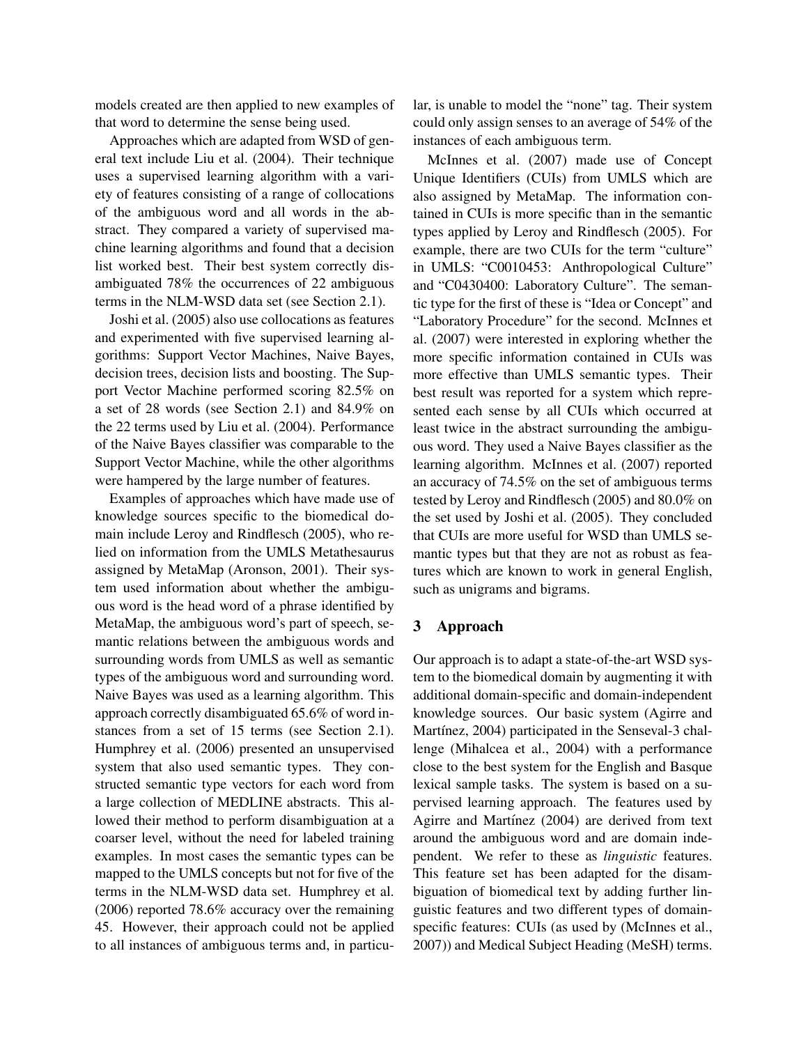models created are then applied to new examples of that word to determine the sense being used.

Approaches which are adapted from WSD of general text include Liu et al. (2004). Their technique uses a supervised learning algorithm with a variety of features consisting of a range of collocations of the ambiguous word and all words in the abstract. They compared a variety of supervised machine learning algorithms and found that a decision list worked best. Their best system correctly disambiguated 78% the occurrences of 22 ambiguous terms in the NLM-WSD data set (see Section 2.1).

Joshi et al. (2005) also use collocations as features and experimented with five supervised learning algorithms: Support Vector Machines, Naive Bayes, decision trees, decision lists and boosting. The Support Vector Machine performed scoring 82.5% on a set of 28 words (see Section 2.1) and 84.9% on the 22 terms used by Liu et al. (2004). Performance of the Naive Bayes classifier was comparable to the Support Vector Machine, while the other algorithms were hampered by the large number of features.

Examples of approaches which have made use of knowledge sources specific to the biomedical domain include Leroy and Rindflesch (2005), who relied on information from the UMLS Metathesaurus assigned by MetaMap (Aronson, 2001). Their system used information about whether the ambiguous word is the head word of a phrase identified by MetaMap, the ambiguous word's part of speech, semantic relations between the ambiguous words and surrounding words from UMLS as well as semantic types of the ambiguous word and surrounding word. Naive Bayes was used as a learning algorithm. This approach correctly disambiguated 65.6% of word instances from a set of 15 terms (see Section 2.1). Humphrey et al. (2006) presented an unsupervised system that also used semantic types. They constructed semantic type vectors for each word from a large collection of MEDLINE abstracts. This allowed their method to perform disambiguation at a coarser level, without the need for labeled training examples. In most cases the semantic types can be mapped to the UMLS concepts but not for five of the terms in the NLM-WSD data set. Humphrey et al. (2006) reported 78.6% accuracy over the remaining 45. However, their approach could not be applied to all instances of ambiguous terms and, in particular, is unable to model the "none" tag. Their system could only assign senses to an average of 54% of the instances of each ambiguous term.

McInnes et al. (2007) made use of Concept Unique Identifiers (CUIs) from UMLS which are also assigned by MetaMap. The information contained in CUIs is more specific than in the semantic types applied by Leroy and Rindflesch (2005). For example, there are two CUIs for the term "culture" in UMLS: "C0010453: Anthropological Culture" and "C0430400: Laboratory Culture". The semantic type for the first of these is "Idea or Concept" and "Laboratory Procedure" for the second. McInnes et al. (2007) were interested in exploring whether the more specific information contained in CUIs was more effective than UMLS semantic types. Their best result was reported for a system which represented each sense by all CUIs which occurred at least twice in the abstract surrounding the ambiguous word. They used a Naive Bayes classifier as the learning algorithm. McInnes et al. (2007) reported an accuracy of 74.5% on the set of ambiguous terms tested by Leroy and Rindflesch (2005) and 80.0% on the set used by Joshi et al. (2005). They concluded that CUIs are more useful for WSD than UMLS semantic types but that they are not as robust as features which are known to work in general English, such as unigrams and bigrams.

## 3 Approach

Our approach is to adapt a state-of-the-art WSD system to the biomedical domain by augmenting it with additional domain-specific and domain-independent knowledge sources. Our basic system (Agirre and Martínez, 2004) participated in the Senseval-3 challenge (Mihalcea et al., 2004) with a performance close to the best system for the English and Basque lexical sample tasks. The system is based on a supervised learning approach. The features used by Agirre and Martínez (2004) are derived from text around the ambiguous word and are domain independent. We refer to these as *linguistic* features. This feature set has been adapted for the disambiguation of biomedical text by adding further linguistic features and two different types of domain-specific features: CUIs (as used by (McInnes et al., 2007)) and Medical Subject Heading (MeSH) terms.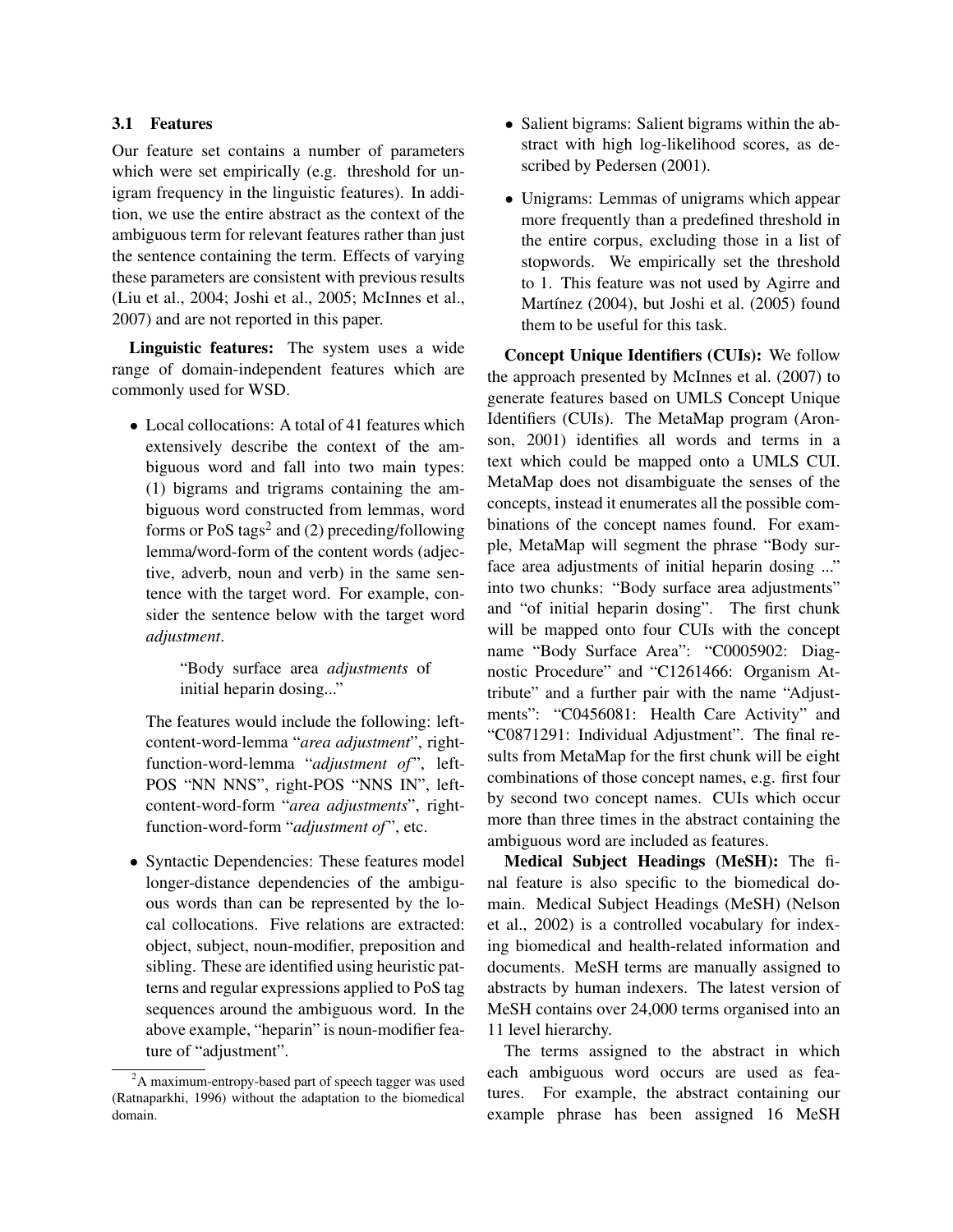### 3.1 Features

Our feature set contains a number of parameters which were set empirically (e.g. threshold for unigram frequency in the linguistic features). In addition, we use the entire abstract as the context of the ambiguous term for relevant features rather than just the sentence containing the term. Effects of varying these parameters are consistent with previous results (Liu et al., 2004; Joshi et al., 2005; McInnes et al., 2007) and are not reported in this paper.

**Linguistic features:** The system uses a wide range of domain-independent features which are commonly used for WSD.

- Local collocations: A total of 41 features which extensively describe the context of the ambiguous word and fall into two main types: (1) bigrams and trigrams containing the ambiguous word constructed from lemmas, word forms or PoS tags[2] and (2) preceding/following lemma/word-form of the content words (adjective, adverb, noun and verb) in the same sentence with the target word. For example, consider the sentence below with the target word *adjustment*.

  > "Body surface area *adjustments* of initial heparin dosing..."

  The features would include the following: left-content-word-lemma "*area adjustment*", right-function-word-lemma "*adjustment of*", left-POS "NN NNS", right-POS "NNS IN", left-content-word-form "*area adjustments*", right-function-word-form "*adjustment of*", etc.

- Syntactic Dependencies: These features model longer-distance dependencies of the ambiguous words than can be represented by the local collocations. Five relations are extracted: object, subject, noun-modifier, preposition and sibling. These are identified using heuristic patterns and regular expressions applied to PoS tag sequences around the ambiguous word. In the above example, "heparin" is noun-modifier feature of "adjustment".

- Salient bigrams: Salient bigrams within the abstract with high log-likelihood scores, as described by Pedersen (2001).

- Unigrams: Lemmas of unigrams which appear more frequently than a predefined threshold in the entire corpus, excluding those in a list of stopwords. We empirically set the threshold to 1. This feature was not used by Agirre and Martínez (2004), but Joshi et al. (2005) found them to be useful for this task.

**Concept Unique Identifiers (CUIs):** We follow the approach presented by McInnes et al. (2007) to generate features based on UMLS Concept Unique Identifiers (CUIs). The MetaMap program (Aronson, 2001) identifies all words and terms in a text which could be mapped onto a UMLS CUI. MetaMap does not disambiguate the senses of the concepts, instead it enumerates all the possible combinations of the concept names found. For example, MetaMap will segment the phrase "Body surface area adjustments of initial heparin dosing ..." into two chunks: "Body surface area adjustments" and "of initial heparin dosing". The first chunk will be mapped onto four CUIs with the concept name "Body Surface Area": "C0005902: Diagnostic Procedure" and "C1261466: Organism Attribute" and a further pair with the name "Adjustments": "C0456081: Health Care Activity" and "C0871291: Individual Adjustment". The final results from MetaMap for the first chunk will be eight combinations of those concept names, e.g. first four by second two concept names. CUIs which occur more than three times in the abstract containing the ambiguous word are included as features.

**Medical Subject Headings (MeSH):** The final feature is also specific to the biomedical domain. Medical Subject Headings (MeSH) (Nelson et al., 2002) is a controlled vocabulary for indexing biomedical and health-related information and documents. MeSH terms are manually assigned to abstracts by human indexers. The latest version of MeSH contains over 24,000 terms organised into an 11 level hierarchy.

The terms assigned to the abstract in which each ambiguous word occurs are used as features. For example, the abstract containing our example phrase has been assigned 16 MeSH

[2] A maximum-entropy-based part of speech tagger was used (Ratnaparkhi, 1996) without the adaptation to the biomedical domain.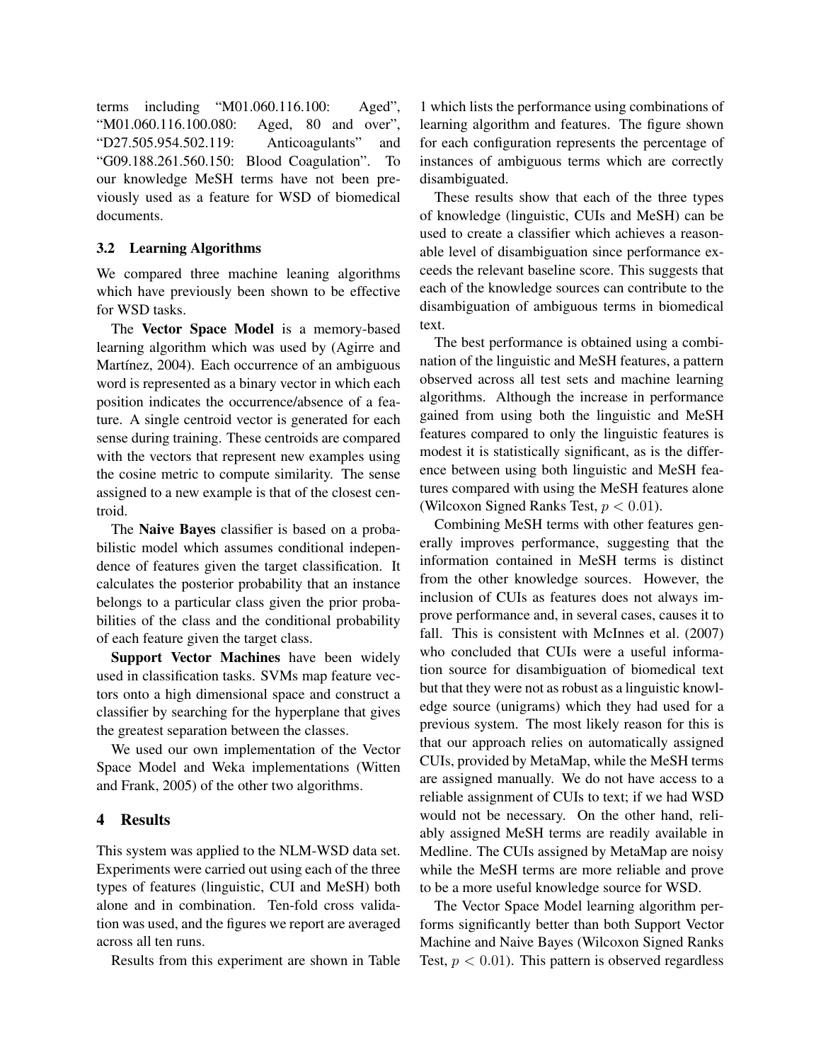terms including "M01.060.116.100: Aged", "M01.060.116.100.080: Aged, 80 and over", "D27.505.954.502.119: Anticoagulants" and "G09.188.261.560.150: Blood Coagulation". To our knowledge MeSH terms have not been previously used as a feature for WSD of biomedical documents.

### 3.2 Learning Algorithms

We compared three machine leaning algorithms which have previously been shown to be effective for WSD tasks.

The **Vector Space Model** is a memory-based learning algorithm which was used by (Agirre and Martínez, 2004). Each occurrence of an ambiguous word is represented as a binary vector in which each position indicates the occurrence/absence of a feature. A single centroid vector is generated for each sense during training. These centroids are compared with the vectors that represent new examples using the cosine metric to compute similarity. The sense assigned to a new example is that of the closest centroid.

The **Naive Bayes** classifier is based on a probabilistic model which assumes conditional independence of features given the target classification. It calculates the posterior probability that an instance belongs to a particular class given the prior probabilities of the class and the conditional probability of each feature given the target class.

**Support Vector Machines** have been widely used in classification tasks. SVMs map feature vectors onto a high dimensional space and construct a classifier by searching for the hyperplane that gives the greatest separation between the classes.

We used our own implementation of the Vector Space Model and Weka implementations (Witten and Frank, 2005) of the other two algorithms.

## 4 Results

This system was applied to the NLM-WSD data set. Experiments were carried out using each of the three types of features (linguistic, CUI and MeSH) both alone and in combination. Ten-fold cross validation was used, and the figures we report are averaged across all ten runs.

Results from this experiment are shown in Table 1 which lists the performance using combinations of learning algorithm and features. The figure shown for each configuration represents the percentage of instances of ambiguous terms which are correctly disambiguated.

These results show that each of the three types of knowledge (linguistic, CUIs and MeSH) can be used to create a classifier which achieves a reasonable level of disambiguation since performance exceeds the relevant baseline score. This suggests that each of the knowledge sources can contribute to the disambiguation of ambiguous terms in biomedical text.

The best performance is obtained using a combination of the linguistic and MeSH features, a pattern observed across all test sets and machine learning algorithms. Although the increase in performance gained from using both the linguistic and MeSH features compared to only the linguistic features is modest it is statistically significant, as is the difference between using both linguistic and MeSH features compared with using the MeSH features alone (Wilcoxon Signed Ranks Test, $p < 0.01$).

Combining MeSH terms with other features generally improves performance, suggesting that the information contained in MeSH terms is distinct from the other knowledge sources. However, the inclusion of CUIs as features does not always improve performance and, in several cases, causes it to fall. This is consistent with McInnes et al. (2007) who concluded that CUIs were a useful information source for disambiguation of biomedical text but that they were not as robust as a linguistic knowledge source (unigrams) which they had used for a previous system. The most likely reason for this is that our approach relies on automatically assigned CUIs, provided by MetaMap, while the MeSH terms are assigned manually. We do not have access to a reliable assignment of CUIs to text; if we had WSD would not be necessary. On the other hand, reliably assigned MeSH terms are readily available in Medline. The CUIs assigned by MetaMap are noisy while the MeSH terms are more reliable and prove to be a more useful knowledge source for WSD.

The Vector Space Model learning algorithm performs significantly better than both Support Vector Machine and Naive Bayes (Wilcoxon Signed Ranks Test, $p < 0.01$). This pattern is observed regardless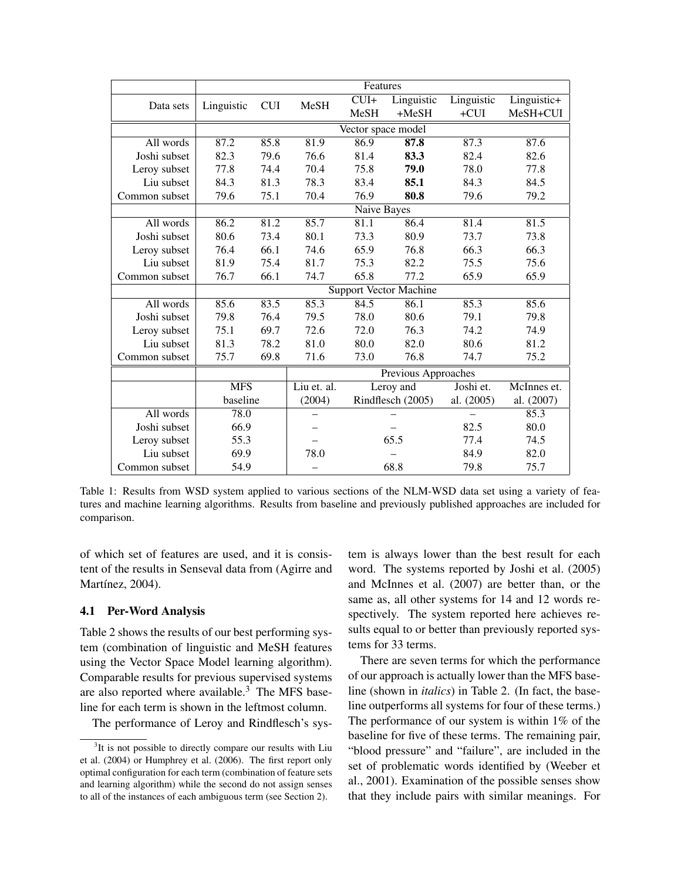| Data sets | Features | | | | | | |
|---|---|---|---|---|---|---|---|
| | Linguistic | CUI | MeSH | CUI+ MeSH | Linguistic +MeSH | Linguistic +CUI | Linguistic+ MeSH+CUI |
| | Vector space model | | | | | | |
| All words | 87.2 | 85.8 | 81.9 | 86.9 | **87.8** | 87.3 | 87.6 |
| Joshi subset | 82.3 | 79.6 | 76.6 | 81.4 | **83.3** | 82.4 | 82.6 |
| Leroy subset | 77.8 | 74.4 | 70.4 | 75.8 | **79.0** | 78.0 | 77.8 |
| Liu subset | 84.3 | 81.3 | 78.3 | 83.4 | **85.1** | 84.3 | 84.5 |
| Common subset | 79.6 | 75.1 | 70.4 | 76.9 | **80.8** | 79.6 | 79.2 |
| | Naive Bayes | | | | | | |
| All words | 86.2 | 81.2 | 85.7 | 81.1 | 86.4 | 81.4 | 81.5 |
| Joshi subset | 80.6 | 73.4 | 80.1 | 73.3 | 80.9 | 73.7 | 73.8 |
| Leroy subset | 76.4 | 66.1 | 74.6 | 65.9 | 76.8 | 66.3 | 66.3 |
| Liu subset | 81.9 | 75.4 | 81.7 | 75.3 | 82.2 | 75.5 | 75.6 |
| Common subset | 76.7 | 66.1 | 74.7 | 65.8 | 77.2 | 65.9 | 65.9 |
| | Support Vector Machine | | | | | | |
| All words | 85.6 | 83.5 | 85.3 | 84.5 | 86.1 | 85.3 | 85.6 |
| Joshi subset | 79.8 | 76.4 | 79.5 | 78.0 | 80.6 | 79.1 | 79.8 |
| Leroy subset | 75.1 | 69.7 | 72.6 | 72.0 | 76.3 | 74.2 | 74.9 |
| Liu subset | 81.3 | 78.2 | 81.0 | 80.0 | 82.0 | 80.6 | 81.2 |
| Common subset | 75.7 | 69.8 | 71.6 | 73.0 | 76.8 | 74.7 | 75.2 |

| | MFS baseline | Previous Approaches: Liu et. al. (2004) | Leroy and Rindflesch (2005) | Joshi et. al. (2005) | McInnes et. al. (2007) |
|---|---|---|---|---|---|
| All words | 78.0 | – | – | – | 85.3 |
| Joshi subset | 66.9 | – | – | 82.5 | 80.0 |
| Leroy subset | 55.3 | – | 65.5 | 77.4 | 74.5 |
| Liu subset | 69.9 | 78.0 | – | 84.9 | 82.0 |
| Common subset | 54.9 | – | 68.8 | 79.8 | 75.7 |

Table 1: Results from WSD system applied to various sections of the NLM-WSD data set using a variety of features and machine learning algorithms. Results from baseline and previously published approaches are included for comparison.

of which set of features are used, and it is consistent of the results in Senseval data from (Agirre and Martínez, 2004).

### 4.1 Per-Word Analysis

Table 2 shows the results of our best performing system (combination of linguistic and MeSH features using the Vector Space Model learning algorithm). Comparable results for previous supervised systems are also reported where available.[3] The MFS baseline for each term is shown in the leftmost column.

The performance of Leroy and Rindflesch's system is always lower than the best result for each word. The systems reported by Joshi et al. (2005) and McInnes et al. (2007) are better than, or the same as, all other systems for 14 and 12 words respectively. The system reported here achieves results equal to or better than previously reported systems for 33 terms.

There are seven terms for which the performance of our approach is actually lower than the MFS baseline (shown in *italics*) in Table 2. (In fact, the baseline outperforms all systems for four of these terms.) The performance of our system is within 1% of the baseline for five of these terms. The remaining pair, "blood pressure" and "failure", are included in the set of problematic words identified by (Weeber et al., 2001). Examination of the possible senses show that they include pairs with similar meanings. For

[3] It is not possible to directly compare our results with Liu et al. (2004) or Humphrey et al. (2006). The first report only optimal configuration for each term (combination of feature sets and learning algorithm) while the second do not assign senses to all of the instances of each ambiguous term (see Section 2).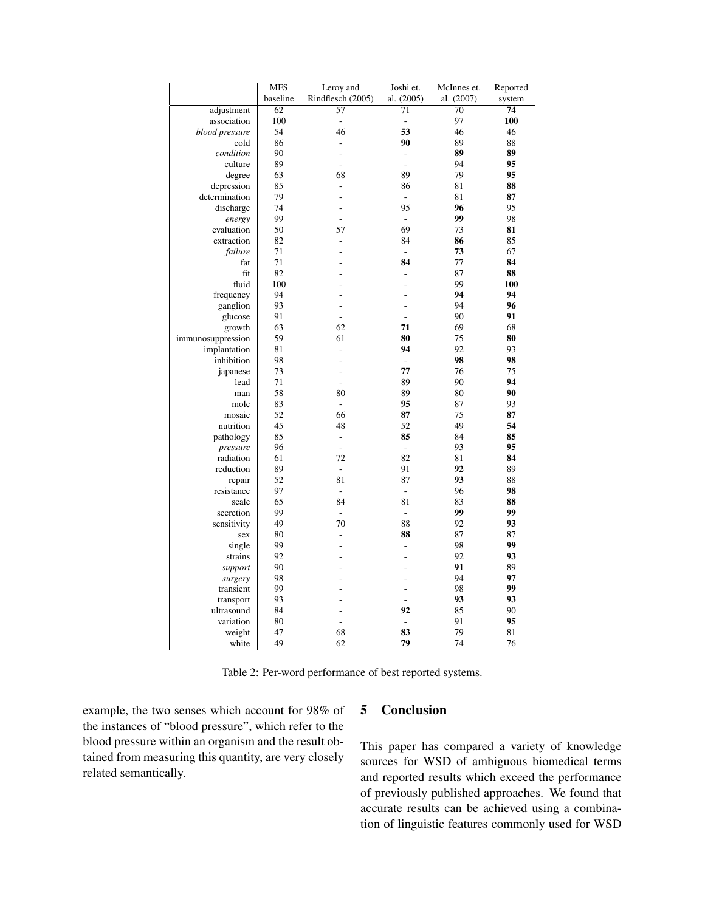| | MFS baseline | Leroy and Rindflesch (2005) | Joshi et. al. (2005) | McInnes et. al. (2007) | Reported system |
|---|---|---|---|---|---|
| adjustment | 62 | 57 | 71 | 70 | **74** |
| association | 100 | - | - | 97 | **100** |
| *blood pressure* | 54 | 46 | **53** | 46 | 46 |
| cold | 86 | - | **90** | 89 | 88 |
| *condition* | 90 | - | - | **89** | **89** |
| culture | 89 | - | - | 94 | **95** |
| degree | 63 | 68 | 89 | 79 | **95** |
| depression | 85 | - | 86 | 81 | **88** |
| determination | 79 | - | - | 81 | **87** |
| discharge | 74 | - | 95 | **96** | 95 |
| *energy* | 99 | - | - | **99** | 98 |
| evaluation | 50 | 57 | 69 | 73 | **81** |
| extraction | 82 | - | 84 | **86** | 85 |
| *failure* | 71 | - | - | **73** | 67 |
| fat | 71 | - | **84** | 77 | **84** |
| fit | 82 | - | - | 87 | **88** |
| fluid | 100 | - | - | 99 | **100** |
| frequency | 94 | - | - | **94** | **94** |
| ganglion | 93 | - | - | 94 | **96** |
| glucose | 91 | - | - | 90 | **91** |
| growth | 63 | 62 | **71** | 69 | 68 |
| immunosuppression | 59 | 61 | **80** | 75 | **80** |
| implantation | 81 | - | **94** | 92 | 93 |
| inhibition | 98 | - | - | **98** | **98** |
| japanese | 73 | - | **77** | 76 | 75 |
| lead | 71 | - | 89 | 90 | **94** |
| man | 58 | 80 | 89 | 80 | **90** |
| mole | 83 | - | **95** | 87 | 93 |
| mosaic | 52 | 66 | **87** | 75 | **87** |
| nutrition | 45 | 48 | 52 | 49 | **54** |
| pathology | 85 | - | **85** | 84 | **85** |
| *pressure* | 96 | - | - | 93 | **95** |
| radiation | 61 | 72 | 82 | 81 | **84** |
| reduction | 89 | - | 91 | **92** | 89 |
| repair | 52 | 81 | 87 | **93** | 88 |
| resistance | 97 | - | - | 96 | **98** |
| scale | 65 | 84 | 81 | 83 | **88** |
| secretion | 99 | - | - | **99** | **99** |
| sensitivity | 49 | 70 | 88 | 92 | **93** |
| sex | 80 | - | **88** | 87 | 87 |
| single | 99 | - | - | 98 | **99** |
| strains | 92 | - | - | 92 | **93** |
| *support* | 90 | - | - | **91** | 89 |
| *surgery* | 98 | - | - | 94 | **97** |
| transient | 99 | - | - | 98 | **99** |
| transport | 93 | - | - | **93** | **93** |
| ultrasound | 84 | - | **92** | 85 | 90 |
| variation | 80 | - | - | 91 | **95** |
| weight | 47 | 68 | **83** | 79 | 81 |
| white | 49 | 62 | **79** | 74 | 76 |

Table 2: Per-word performance of best reported systems.

example, the two senses which account for 98% of the instances of "blood pressure", which refer to the blood pressure within an organism and the result obtained from measuring this quantity, are very closely related semantically.

## 5 Conclusion

This paper has compared a variety of knowledge sources for WSD of ambiguous biomedical terms and reported results which exceed the performance of previously published approaches. We found that accurate results can be achieved using a combination of linguistic features commonly used for WSD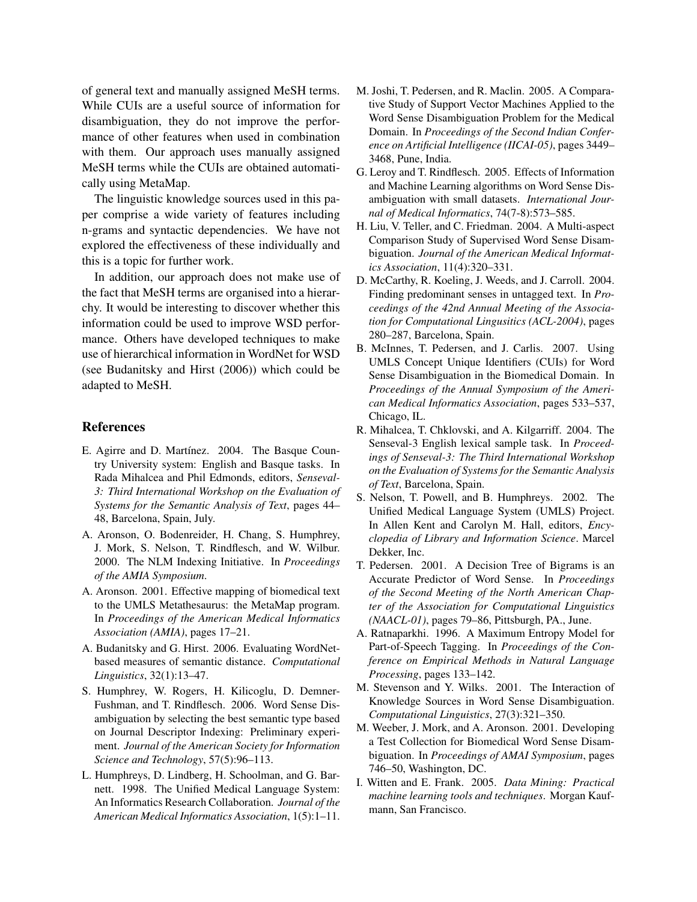of general text and manually assigned MeSH terms. While CUIs are a useful source of information for disambiguation, they do not improve the performance of other features when used in combination with them. Our approach uses manually assigned MeSH terms while the CUIs are obtained automatically using MetaMap.

The linguistic knowledge sources used in this paper comprise a wide variety of features including n-grams and syntactic dependencies. We have not explored the effectiveness of these individually and this is a topic for further work.

In addition, our approach does not make use of the fact that MeSH terms are organised into a hierarchy. It would be interesting to discover whether this information could be used to improve WSD performance. Others have developed techniques to make use of hierarchical information in WordNet for WSD (see Budanitsky and Hirst (2006)) which could be adapted to MeSH.

## References

E. Agirre and D. Martínez. 2004. The Basque Country University system: English and Basque tasks. In Rada Mihalcea and Phil Edmonds, editors, *Senseval-3: Third International Workshop on the Evaluation of Systems for the Semantic Analysis of Text*, pages 44–48, Barcelona, Spain, July.

A. Aronson, O. Bodenreider, H. Chang, S. Humphrey, J. Mork, S. Nelson, T. Rindflesch, and W. Wilbur. 2000. The NLM Indexing Initiative. In *Proceedings of the AMIA Symposium*.

A. Aronson. 2001. Effective mapping of biomedical text to the UMLS Metathesaurus: the MetaMap program. In *Proceedings of the American Medical Informatics Association (AMIA)*, pages 17–21.

A. Budanitsky and G. Hirst. 2006. Evaluating WordNet-based measures of semantic distance. *Computational Linguistics*, 32(1):13–47.

S. Humphrey, W. Rogers, H. Kilicoglu, D. Demner-Fushman, and T. Rindflesch. 2006. Word Sense Disambiguation by selecting the best semantic type based on Journal Descriptor Indexing: Preliminary experiment. *Journal of the American Society for Information Science and Technology*, 57(5):96–113.

L. Humphreys, D. Lindberg, H. Schoolman, and G. Barnett. 1998. The Unified Medical Language System: An Informatics Research Collaboration. *Journal of the American Medical Informatics Association*, 1(5):1–11.

M. Joshi, T. Pedersen, and R. Maclin. 2005. A Comparative Study of Support Vector Machines Applied to the Word Sense Disambiguation Problem for the Medical Domain. In *Proceedings of the Second Indian Conference on Artificial Intelligence (IICAI-05)*, pages 3449–3468, Pune, India.

G. Leroy and T. Rindflesch. 2005. Effects of Information and Machine Learning algorithms on Word Sense Disambiguation with small datasets. *International Journal of Medical Informatics*, 74(7-8):573–585.

H. Liu, V. Teller, and C. Friedman. 2004. A Multi-aspect Comparison Study of Supervised Word Sense Disambiguation. *Journal of the American Medical Informatics Association*, 11(4):320–331.

D. McCarthy, R. Koeling, J. Weeds, and J. Carroll. 2004. Finding predominant senses in untagged text. In *Proceedings of the 42nd Annual Meeting of the Association for Computational Lingusitics (ACL-2004)*, pages 280–287, Barcelona, Spain.

B. McInnes, T. Pedersen, and J. Carlis. 2007. Using UMLS Concept Unique Identifiers (CUIs) for Word Sense Disambiguation in the Biomedical Domain. In *Proceedings of the Annual Symposium of the American Medical Informatics Association*, pages 533–537, Chicago, IL.

R. Mihalcea, T. Chklovski, and A. Kilgarriff. 2004. The Senseval-3 English lexical sample task. In *Proceedings of Senseval-3: The Third International Workshop on the Evaluation of Systems for the Semantic Analysis of Text*, Barcelona, Spain.

S. Nelson, T. Powell, and B. Humphreys. 2002. The Unified Medical Language System (UMLS) Project. In Allen Kent and Carolyn M. Hall, editors, *Encyclopedia of Library and Information Science*. Marcel Dekker, Inc.

T. Pedersen. 2001. A Decision Tree of Bigrams is an Accurate Predictor of Word Sense. In *Proceedings of the Second Meeting of the North American Chapter of the Association for Computational Linguistics (NAACL-01)*, pages 79–86, Pittsburgh, PA., June.

A. Ratnaparkhi. 1996. A Maximum Entropy Model for Part-of-Speech Tagging. In *Proceedings of the Conference on Empirical Methods in Natural Language Processing*, pages 133–142.

M. Stevenson and Y. Wilks. 2001. The Interaction of Knowledge Sources in Word Sense Disambiguation. *Computational Linguistics*, 27(3):321–350.

M. Weeber, J. Mork, and A. Aronson. 2001. Developing a Test Collection for Biomedical Word Sense Disambiguation. In *Proceedings of AMAI Symposium*, pages 746–50, Washington, DC.

I. Witten and E. Frank. 2005. *Data Mining: Practical machine learning tools and techniques*. Morgan Kaufmann, San Francisco.